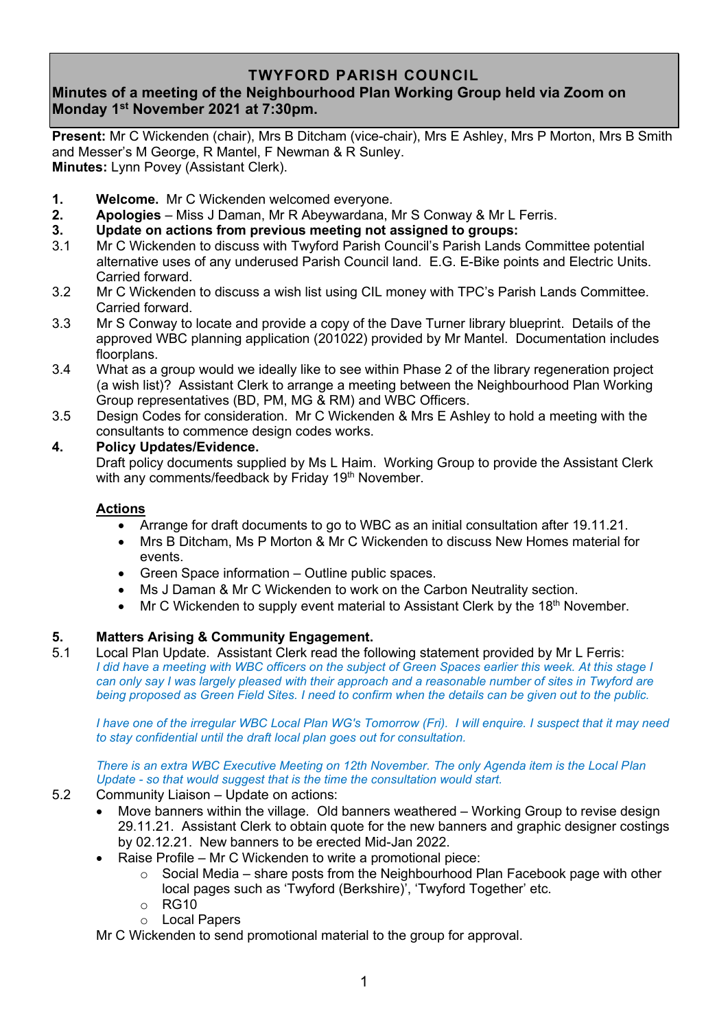# TWYFORD PARISH COUNCIL

## Minutes of a meeting of the Neighbourhood Plan Working Group held via Zoom on Monday 1st November 2021 at 7:30pm.

**Present:** Mr C Wickenden (chair), Mrs B Ditcham (vice-chair), Mrs E Ashley, Mrs P Morton, Mrs B Smith and Messer's M George, R Mantel, F Newman & R Sunley.
**Minutes:** Lynn Povey (Assistant Clerk).

**1. Welcome.** Mr C Wickenden welcomed everyone.

**2. Apologies** – Miss J Daman, Mr R Abeywardana, Mr S Conway & Mr L Ferris.

**3. Update on actions from previous meeting not assigned to groups:**

3.1 Mr C Wickenden to discuss with Twyford Parish Council's Parish Lands Committee potential alternative uses of any underused Parish Council land. E.G. E-Bike points and Electric Units. Carried forward.

3.2 Mr C Wickenden to discuss a wish list using CIL money with TPC's Parish Lands Committee. Carried forward.

3.3 Mr S Conway to locate and provide a copy of the Dave Turner library blueprint. Details of the approved WBC planning application (201022) provided by Mr Mantel. Documentation includes floorplans.

3.4 What as a group would we ideally like to see within Phase 2 of the library regeneration project (a wish list)? Assistant Clerk to arrange a meeting between the Neighbourhood Plan Working Group representatives (BD, PM, MG & RM) and WBC Officers.

3.5 Design Codes for consideration. Mr C Wickenden & Mrs E Ashley to hold a meeting with the consultants to commence design codes works.

**4. Policy Updates/Evidence.**

Draft policy documents supplied by Ms L Haim. Working Group to provide the Assistant Clerk with any comments/feedback by Friday 19th November.

**Actions**

- Arrange for draft documents to go to WBC as an initial consultation after 19.11.21.
- Mrs B Ditcham, Ms P Morton & Mr C Wickenden to discuss New Homes material for events.
- Green Space information – Outline public spaces.
- Ms J Daman & Mr C Wickenden to work on the Carbon Neutrality section.
- Mr C Wickenden to supply event material to Assistant Clerk by the 18th November.

**5. Matters Arising & Community Engagement.**

5.1 Local Plan Update. Assistant Clerk read the following statement provided by Mr L Ferris:

*I did have a meeting with WBC officers on the subject of Green Spaces earlier this week. At this stage I can only say I was largely pleased with their approach and a reasonable number of sites in Twyford are being proposed as Green Field Sites. I need to confirm when the details can be given out to the public.*

*I have one of the irregular WBC Local Plan WG's Tomorrow (Fri). I will enquire. I suspect that it may need to stay confidential until the draft local plan goes out for consultation.*

*There is an extra WBC Executive Meeting on 12th November. The only Agenda item is the Local Plan Update - so that would suggest that is the time the consultation would start.*

5.2 Community Liaison – Update on actions:

- Move banners within the village. Old banners weathered – Working Group to revise design 29.11.21. Assistant Clerk to obtain quote for the new banners and graphic designer costings by 02.12.21. New banners to be erected Mid-Jan 2022.
- Raise Profile – Mr C Wickenden to write a promotional piece:
  - Social Media – share posts from the Neighbourhood Plan Facebook page with other local pages such as 'Twyford (Berkshire)', 'Twyford Together' etc.
  - RG10
  - Local Papers

Mr C Wickenden to send promotional material to the group for approval.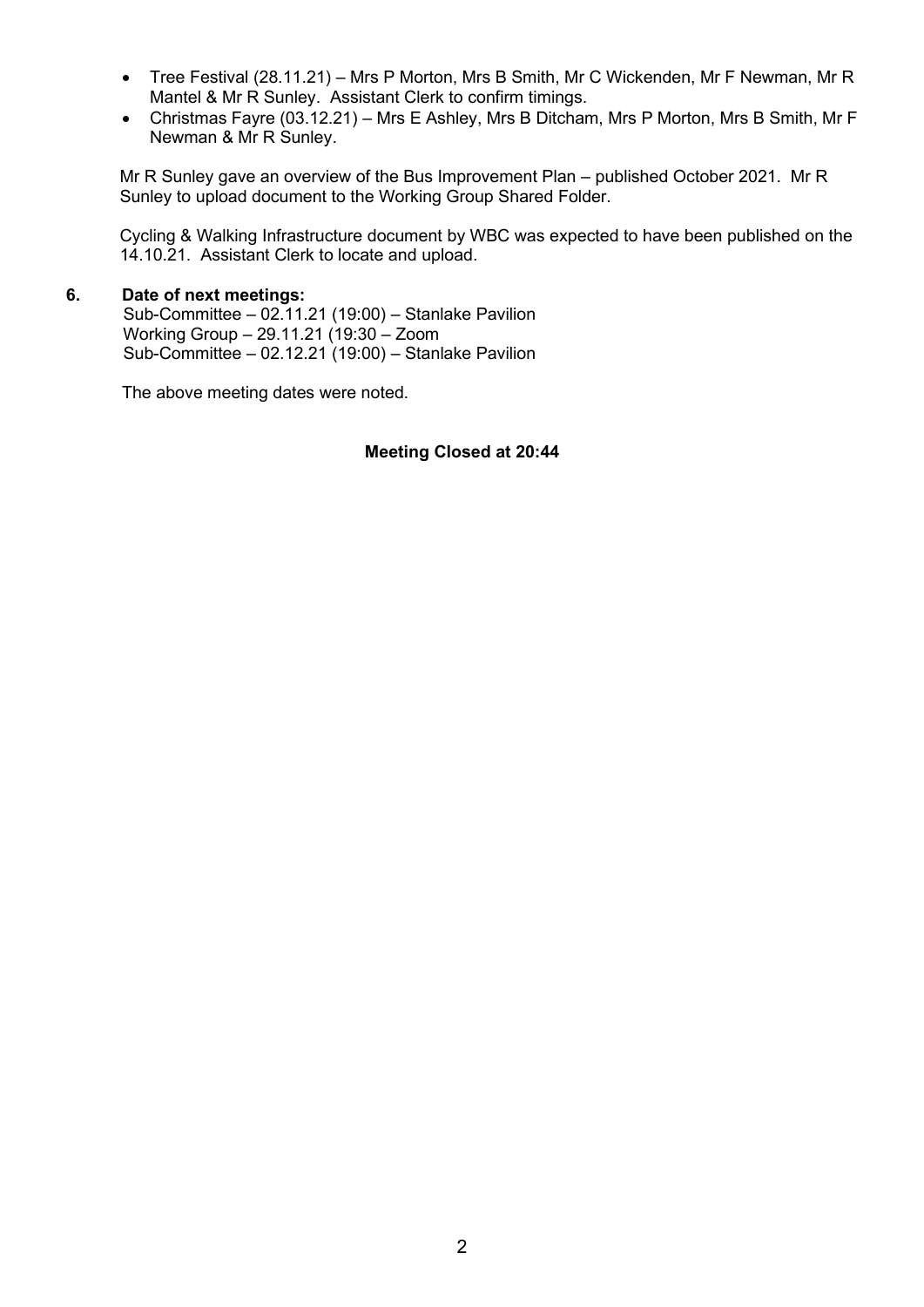- Tree Festival (28.11.21) – Mrs P Morton, Mrs B Smith, Mr C Wickenden, Mr F Newman, Mr R Mantel & Mr R Sunley. Assistant Clerk to confirm timings.
- Christmas Fayre (03.12.21) – Mrs E Ashley, Mrs B Ditcham, Mrs P Morton, Mrs B Smith, Mr F Newman & Mr R Sunley.

Mr R Sunley gave an overview of the Bus Improvement Plan – published October 2021. Mr R Sunley to upload document to the Working Group Shared Folder.

Cycling & Walking Infrastructure document by WBC was expected to have been published on the 14.10.21. Assistant Clerk to locate and upload.

**6. Date of next meetings:**

Sub-Committee – 02.11.21 (19:00) – Stanlake Pavilion
Working Group – 29.11.21 (19:30 – Zoom
Sub-Committee – 02.12.21 (19:00) – Stanlake Pavilion

The above meeting dates were noted.

**Meeting Closed at 20:44**